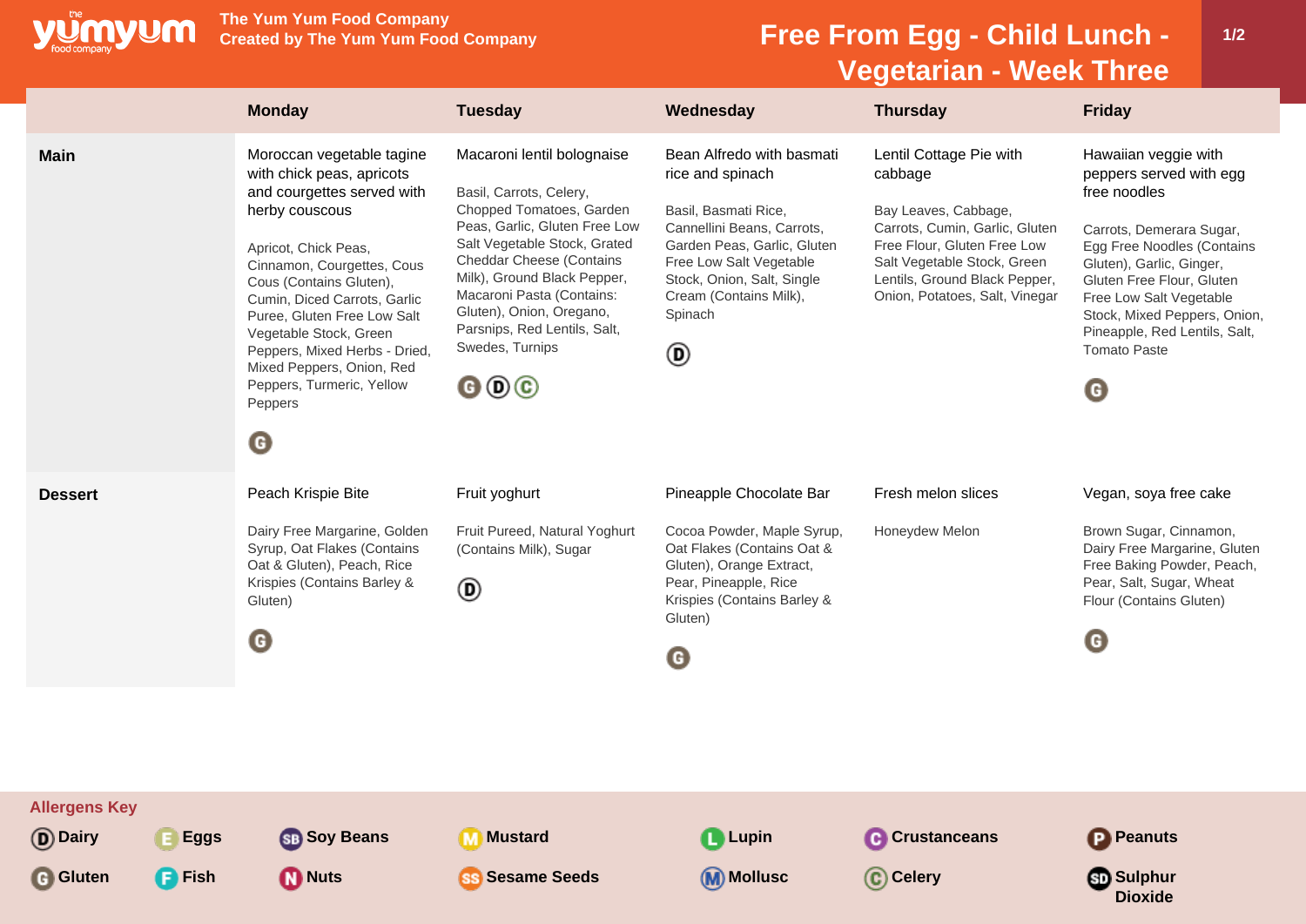# Free From Egg - Child Lunch - Vegetarian - Week Three

The Yum Yum Food Company
Created by The Yum Yum Food Company

| | Monday | Tuesday | Wednesday | Thursday | Friday |
|---|---|---|---|---|---|
| **Main** | Moroccan vegetable tagine with chick peas, apricots and courgettes served with herby couscous<br><br>Apricot, Chick Peas, Cinnamon, Courgettes, Cous Cous (Contains Gluten), Cumin, Diced Carrots, Garlic Puree, Gluten Free Low Salt Vegetable Stock, Green Peppers, Mixed Herbs - Dried, Mixed Peppers, Onion, Red Peppers, Turmeric, Yellow Peppers<br><br>G | Macaroni lentil bolognaise<br><br>Basil, Carrots, Celery, Chopped Tomatoes, Garden Peas, Garlic, Gluten Free Low Salt Vegetable Stock, Grated Cheddar Cheese (Contains Milk), Ground Black Pepper, Macaroni Pasta (Contains: Gluten), Onion, Oregano, Parsnips, Red Lentils, Salt, Swedes, Turnips<br><br>G D C | Bean Alfredo with basmati rice and spinach<br><br>Basil, Basmati Rice, Cannellini Beans, Carrots, Garden Peas, Garlic, Gluten Free Low Salt Vegetable Stock, Onion, Salt, Single Cream (Contains Milk), Spinach<br><br>D | Lentil Cottage Pie with cabbage<br><br>Bay Leaves, Cabbage, Carrots, Cumin, Garlic, Gluten Free Flour, Gluten Free Low Salt Vegetable Stock, Green Lentils, Ground Black Pepper, Onion, Potatoes, Salt, Vinegar | Hawaiian veggie with peppers served with egg free noodles<br><br>Carrots, Demerara Sugar, Egg Free Noodles (Contains Gluten), Garlic, Ginger, Gluten Free Flour, Gluten Free Low Salt Vegetable Stock, Mixed Peppers, Onion, Pineapple, Red Lentils, Salt, Tomato Paste<br><br>G |
| **Dessert** | Peach Krispie Bite<br><br>Dairy Free Margarine, Golden Syrup, Oat Flakes (Contains Oat & Gluten), Peach, Rice Krispies (Contains Barley & Gluten)<br><br>G | Fruit yoghurt<br><br>Fruit Pureed, Natural Yoghurt (Contains Milk), Sugar<br><br>D | Pineapple Chocolate Bar<br><br>Cocoa Powder, Maple Syrup, Oat Flakes (Contains Oat & Gluten), Orange Extract, Pear, Pineapple, Rice Krispies (Contains Barley & Gluten)<br><br>G | Fresh melon slices<br><br>Honeydew Melon | Vegan, soya free cake<br><br>Brown Sugar, Cinnamon, Dairy Free Margarine, Gluten Free Baking Powder, Peach, Pear, Salt, Sugar, Wheat Flour (Contains Gluten)<br><br>G |

**Allergens Key**

D Dairy, E Eggs, SB Soy Beans, M Mustard, L Lupin, C Crustaceans, P Peanuts, G Gluten, F Fish, N Nuts, SS Sesame Seeds, M Mollusc, C Celery, SD Sulphur Dioxide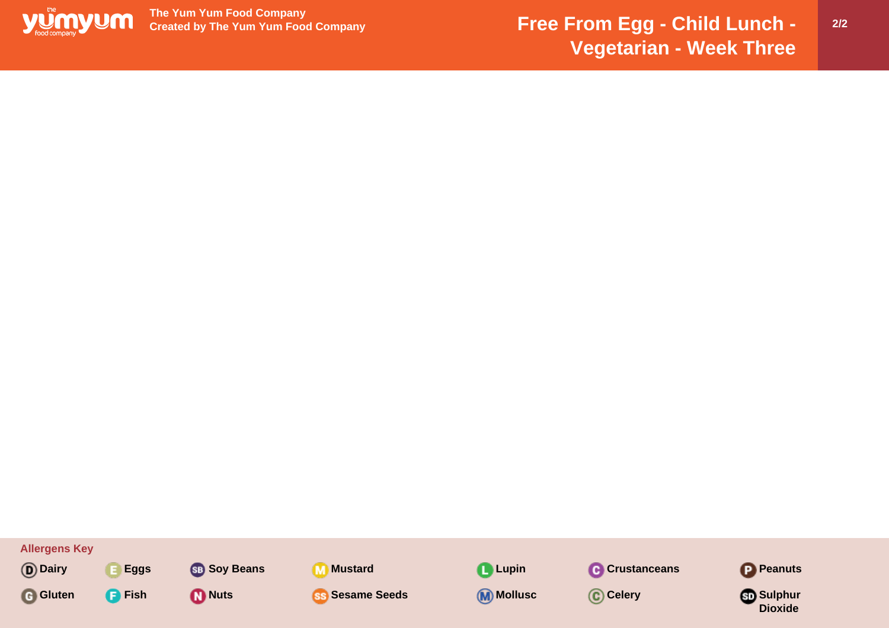# Free From Egg - Child Lunch - Vegetarian - Week Three

The Yum Yum Food Company
Created by The Yum Yum Food Company

**Allergens Key**

| | | | | | | |
|---|---|---|---|---|---|---|
| D Dairy | E Eggs | SB Soy Beans | M Mustard | L Lupin | C Crustanceans | P Peanuts |
| G Gluten | F Fish | N Nuts | SS Sesame Seeds | M Mollusc | C Celery | SD Sulphur Dioxide |